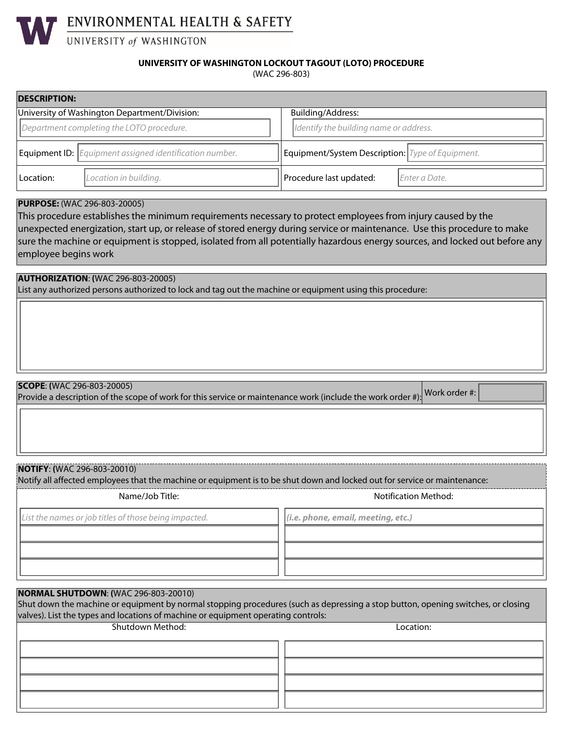ENVIRONMENTAL HEALTH & SAFETY
UNIVERSITY of WASHINGTON

# UNIVERSITY OF WASHINGTON LOCKOUT TAGOUT (LOTO) PROCEDURE

(WAC 296-803)

## DESCRIPTION:

| | |
|---|---|
| University of Washington Department/Division: *Department completing the LOTO procedure.* | Building/Address: *Identify the building name or address.* |
| Equipment ID: *Equipment assigned identification number.* | Equipment/System Description: *Type of Equipment.* |
| Location: *Location in building.* | Procedure last updated: *Enter a Date.* |

## PURPOSE: (WAC 296-803-20005)

This procedure establishes the minimum requirements necessary to protect employees from injury caused by the unexpected energization, start up, or release of stored energy during service or maintenance. Use this procedure to make sure the machine or equipment is stopped, isolated from all potentially hazardous energy sources, and locked out before any employee begins work

## AUTHORIZATION: (WAC 296-803-20005)

List any authorized persons authorized to lock and tag out the machine or equipment using this procedure:

## SCOPE: (WAC 296-803-20005)

Provide a description of the scope of work for this service or maintenance work (include the work order #):

Work order #:

## NOTIFY: (WAC 296-803-20010)

Notify all affected employees that the machine or equipment is to be shut down and locked out for service or maintenance:

| Name/Job Title: | Notification Method: |
|---|---|
| *List the names or job titles of those being impacted.* | ***(i.e. phone, email, meeting, etc.)*** |
| | |
| | |
| | |

## NORMAL SHUTDOWN: (WAC 296-803-20010)

Shut down the machine or equipment by normal stopping procedures (such as depressing a stop button, opening switches, or closing valves). List the types and locations of machine or equipment operating controls:

| Shutdown Method: | Location: |
|---|---|
| | |
| | |
| | |
| | |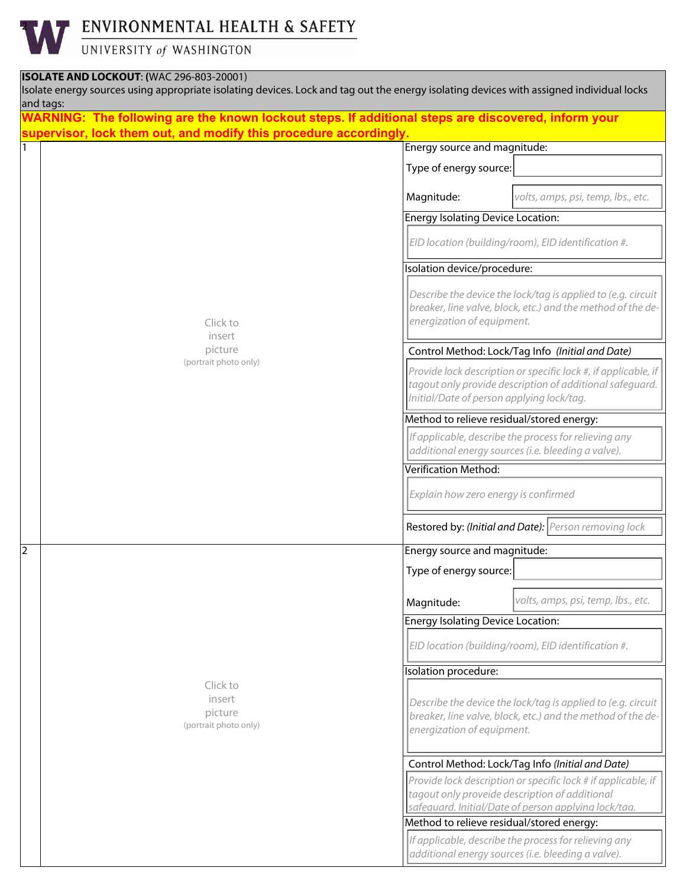**ENVIRONMENTAL HEALTH & SAFETY**
UNIVERSITY of WASHINGTON

**ISOLATE AND LOCKOUT: (**WAC 296-803-20001)
Isolate energy sources using appropriate isolating devices. Lock and tag out the energy isolating devices with assigned individual locks and tags:

**WARNING: The following are the known lockout steps. If additional steps are discovered, inform your supervisor, lock them out, and modify this procedure accordingly.**

| # | Picture | Details |
|---|---|---|
| 1 | Click to insert picture (portrait photo only) | **Energy source and magnitude:**<br>Type of energy source:<br>Magnitude: *volts, amps, psi, temp, lbs., etc.*<br>**Energy Isolating Device Location:**<br>*EID location (building/room), EID identification #.*<br>**Isolation device/procedure:**<br>*Describe the device the lock/tag is applied to (e.g. circuit breaker, line valve, block, etc.) and the method of the de-energization of equipment.*<br>**Control Method: Lock/Tag Info** *(Initial and Date)*<br>*Provide lock description or specific lock #, if applicable, if tagout only provide description of additional safeguard. Initial/Date of person applying lock/tag.*<br>**Method to relieve residual/stored energy:**<br>*If applicable, describe the process for relieving any additional energy sources (i.e. bleeding a valve).*<br>**Verification Method:**<br>*Explain how zero energy is confirmed*<br>Restored by: *(Initial and Date):* *Person removing lock* |
| 2 | Click to insert picture (portrait photo only) | **Energy source and magnitude:**<br>Type of energy source:<br>Magnitude: *volts, amps, psi, temp, lbs., etc.*<br>**Energy Isolating Device Location:**<br>*EID location (building/room), EID identification #.*<br>**Isolation procedure:**<br>*Describe the device the lock/tag is applied to (e.g. circuit breaker, line valve, block, etc.) and the method of the de-energization of equipment.*<br>**Control Method: Lock/Tag Info** *(Initial and Date)*<br>*Provide lock description or specific lock # if applicable, if tagout only proveide description of additional safeguard. Initial/Date of person applying lock/tag.*<br>**Method to relieve residual/stored energy:**<br>*If applicable, describe the process for relieving any additional energy sources (i.e. bleeding a valve).* |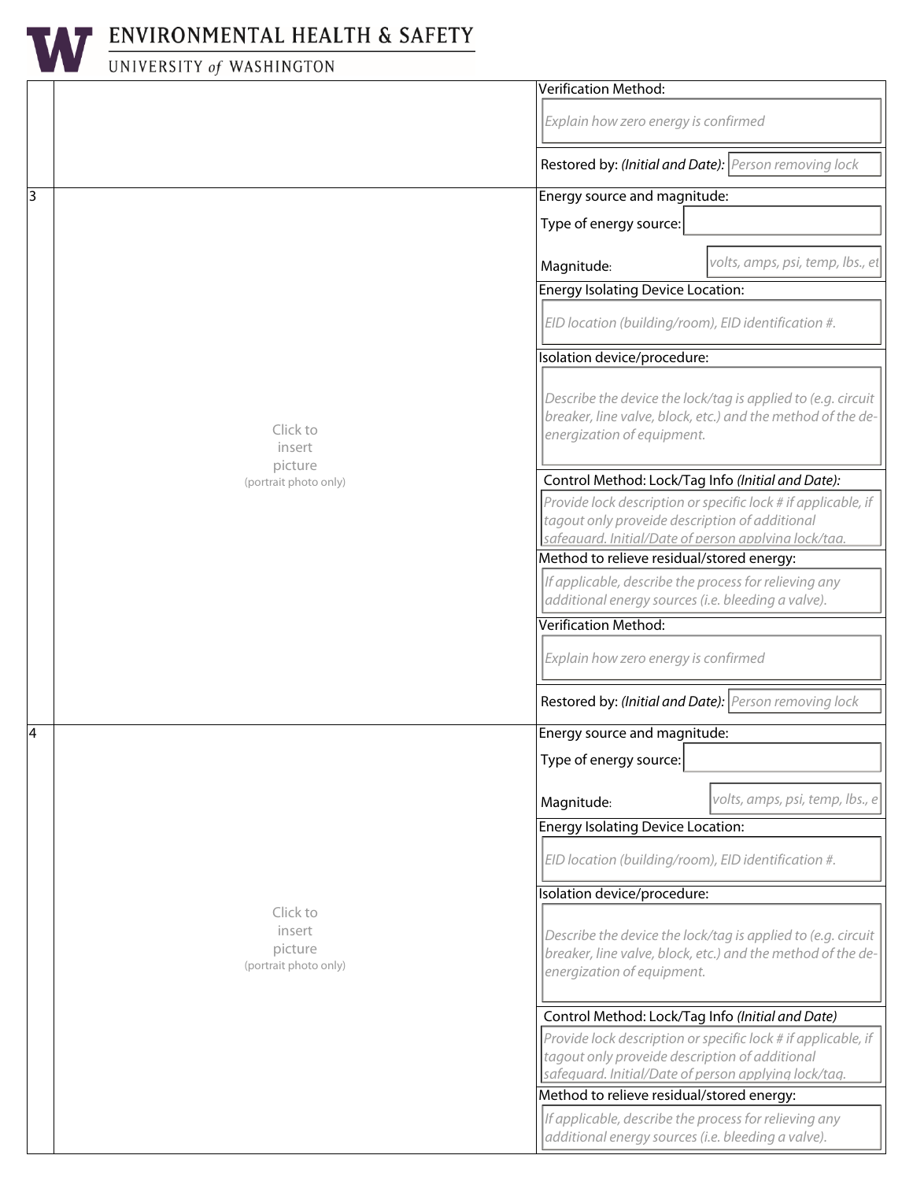| | | |
|---|---|---|
| | | Verification Method:<br>*Explain how zero energy is confirmed*<br><br>Restored by: *(Initial and Date):* *Person removing lock* |
| 3 | Click to insert picture (portrait photo only) | Energy source and magnitude:<br>Type of energy source:<br>Magnitude: *volts, amps, psi, temp, lbs., et*<br><br>Energy Isolating Device Location:<br>*EID location (building/room), EID identification #.*<br><br>Isolation device/procedure:<br>*Describe the device the lock/tag is applied to (e.g. circuit breaker, line valve, block, etc.) and the method of the de-energization of equipment.*<br><br>Control Method: Lock/Tag Info *(Initial and Date):*<br>*Provide lock description or specific lock # if applicable, if tagout only proveide description of additional safeguard. Initial/Date of person applying lock/tag.*<br><br>Method to relieve residual/stored energy:<br>*If applicable, describe the process for relieving any additional energy sources (i.e. bleeding a valve).*<br><br>Verification Method:<br>*Explain how zero energy is confirmed*<br><br>Restored by: *(Initial and Date):* *Person removing lock* |
| 4 | Click to insert picture (portrait photo only) | Energy source and magnitude:<br>Type of energy source:<br>Magnitude: *volts, amps, psi, temp, lbs., e*<br><br>Energy Isolating Device Location:<br>*EID location (building/room), EID identification #.*<br><br>Isolation device/procedure:<br>*Describe the device the lock/tag is applied to (e.g. circuit breaker, line valve, block, etc.) and the method of the de-energization of equipment.*<br><br>Control Method: Lock/Tag Info *(Initial and Date)*<br>*Provide lock description or specific lock # if applicable, if tagout only proveide description of additional safeguard. Initial/Date of person applying lock/tag.*<br><br>Method to relieve residual/stored energy:<br>*If applicable, describe the process for relieving any additional energy sources (i.e. bleeding a valve).* |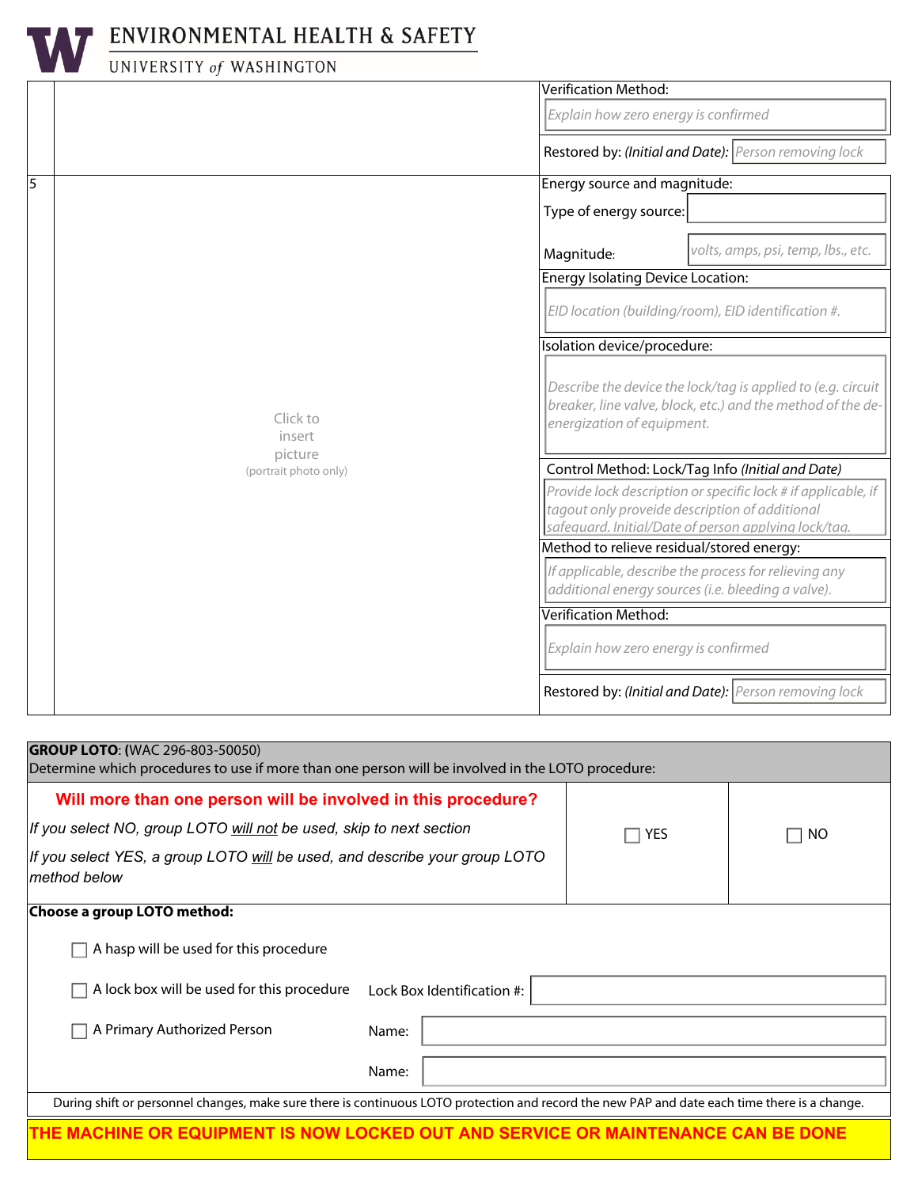| | | Verification Method: *Explain how zero energy is confirmed* <br> Restored by: *(Initial and Date):* Person removing lock |
|---|---|---|
| 5 | Click to insert picture (portrait photo only) | Energy source and magnitude: <br> Type of energy source: <br> Magnitude: *volts, amps, psi, temp, lbs., etc.* <br> Energy Isolating Device Location: *EID location (building/room), EID identification #.* <br> Isolation device/procedure: *Describe the device the lock/tag is applied to (e.g. circuit breaker, line valve, block, etc.) and the method of the de-energization of equipment.* <br> Control Method: Lock/Tag Info *(Initial and Date)* *Provide lock description or specific lock # if applicable, if tagout only proveide description of additional safeguard. Initial/Date of person applying lock/tag.* <br> Method to relieve residual/stored energy: *If applicable, describe the process for relieving any additional energy sources (i.e. bleeding a valve).* <br> Verification Method: *Explain how zero energy is confirmed* <br> Restored by: *(Initial and Date):* Person removing lock |

**GROUP LOTO**: **(**WAC 296-803-50050)
Determine which procedures to use if more than one person will be involved in the LOTO procedure:

| **Will more than one person will be involved in this procedure?** <br> *If you select NO, group LOTO will not be used, skip to next section* <br> *If you select YES, a group LOTO will be used, and describe your group LOTO method below* | ☐ YES | ☐ NO |
|---|---|---|

**Choose a group LOTO method:**

- ☐ A hasp will be used for this procedure
- ☐ A lock box will be used for this procedure — Lock Box Identification #:
- ☐ A Primary Authorized Person — Name:
  - Name:

During shift or personnel changes, make sure there is continuous LOTO protection and record the new PAP and date each time there is a change.

**THE MACHINE OR EQUIPMENT IS NOW LOCKED OUT AND SERVICE OR MAINTENANCE CAN BE DONE**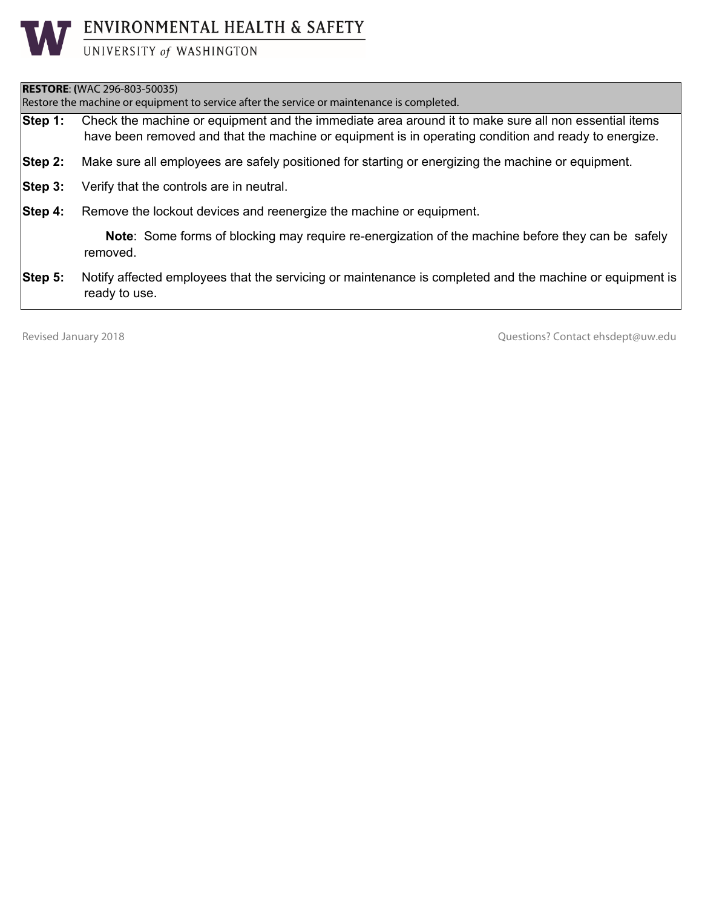**RESTORE**: (WAC 296-803-50035)
Restore the machine or equipment to service after the service or maintenance is completed.

**Step 1:** Check the machine or equipment and the immediate area around it to make sure all non essential items have been removed and that the machine or equipment is in operating condition and ready to energize.

**Step 2:** Make sure all employees are safely positioned for starting or energizing the machine or equipment.

**Step 3:** Verify that the controls are in neutral.

**Step 4:** Remove the lockout devices and reenergize the machine or equipment.

**Note**: Some forms of blocking may require re-energization of the machine before they can be safely removed.

**Step 5:** Notify affected employees that the servicing or maintenance is completed and the machine or equipment is ready to use.

Revised January 2018

Questions? Contact ehsdept@uw.edu